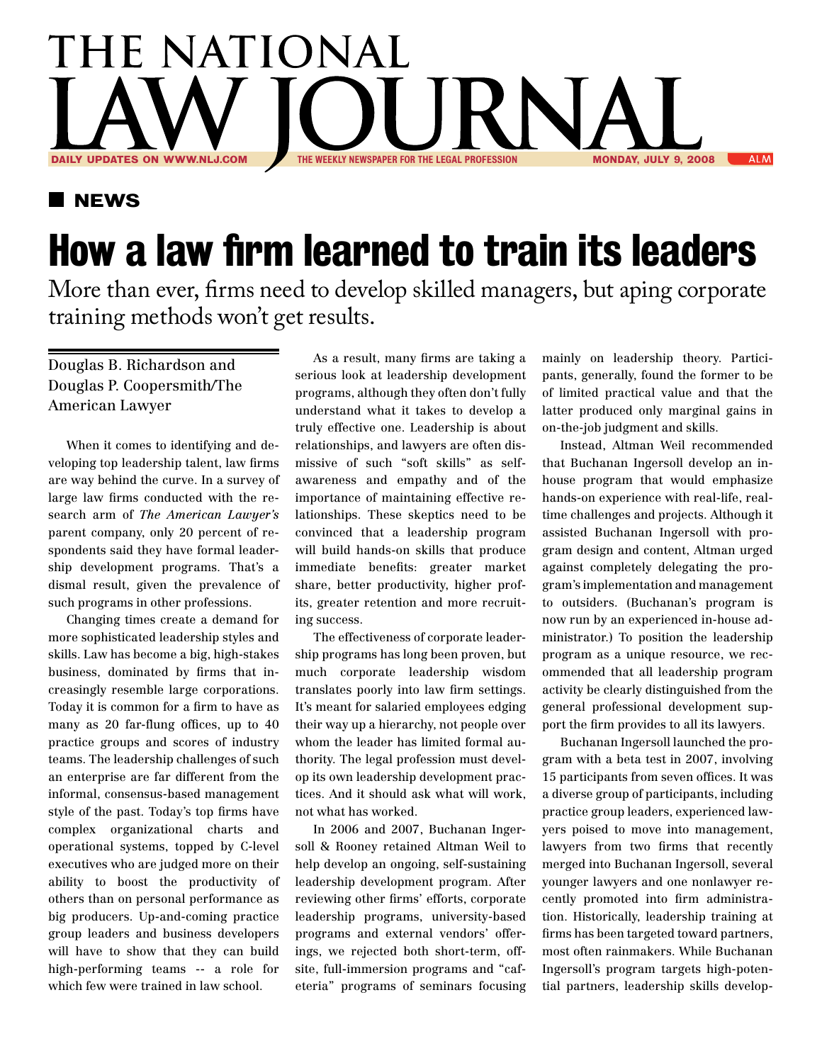# THE NATIONAL LAW JOURNAL

DAILY UPDATES ON WWW.NLJ.COM — THE WEEKLY NEWSPAPER FOR THE LEGAL PROFESSION — MONDAY, JULY 9, 2008 — ALM

## NEWS

# How a law firm learned to train its leaders

More than ever, firms need to develop skilled managers, but aping corporate training methods won't get results.

Douglas B. Richardson and Douglas P. Coopersmith/The American Lawyer

When it comes to identifying and developing top leadership talent, law firms are way behind the curve. In a survey of large law firms conducted with the research arm of *The American Lawyer's* parent company, only 20 percent of respondents said they have formal leadership development programs. That's a dismal result, given the prevalence of such programs in other professions.

Changing times create a demand for more sophisticated leadership styles and skills. Law has become a big, high-stakes business, dominated by firms that increasingly resemble large corporations. Today it is common for a firm to have as many as 20 far-flung offices, up to 40 practice groups and scores of industry teams. The leadership challenges of such an enterprise are far different from the informal, consensus-based management style of the past. Today's top firms have complex organizational charts and operational systems, topped by C-level executives who are judged more on their ability to boost the productivity of others than on personal performance as big producers. Up-and-coming practice group leaders and business developers will have to show that they can build high-performing teams -- a role for which few were trained in law school.

As a result, many firms are taking a serious look at leadership development programs, although they often don't fully understand what it takes to develop a truly effective one. Leadership is about relationships, and lawyers are often dismissive of such "soft skills" as self-awareness and empathy and of the importance of maintaining effective relationships. These skeptics need to be convinced that a leadership program will build hands-on skills that produce immediate benefits: greater market share, better productivity, higher profits, greater retention and more recruiting success.

The effectiveness of corporate leadership programs has long been proven, but much corporate leadership wisdom translates poorly into law firm settings. It's meant for salaried employees edging their way up a hierarchy, not people over whom the leader has limited formal authority. The legal profession must develop its own leadership development practices. And it should ask what will work, not what has worked.

In 2006 and 2007, Buchanan Ingersoll & Rooney retained Altman Weil to help develop an ongoing, self-sustaining leadership development program. After reviewing other firms' efforts, corporate leadership programs, university-based programs and external vendors' offerings, we rejected both short-term, off-site, full-immersion programs and "cafeteria" programs of seminars focusing mainly on leadership theory. Participants, generally, found the former to be of limited practical value and that the latter produced only marginal gains in on-the-job judgment and skills.

Instead, Altman Weil recommended that Buchanan Ingersoll develop an in-house program that would emphasize hands-on experience with real-life, real-time challenges and projects. Although it assisted Buchanan Ingersoll with program design and content, Altman urged against completely delegating the program's implementation and management to outsiders. (Buchanan's program is now run by an experienced in-house administrator.) To position the leadership program as a unique resource, we recommended that all leadership program activity be clearly distinguished from the general professional development support the firm provides to all its lawyers.

Buchanan Ingersoll launched the program with a beta test in 2007, involving 15 participants from seven offices. It was a diverse group of participants, including practice group leaders, experienced lawyers poised to move into management, lawyers from two firms that recently merged into Buchanan Ingersoll, several younger lawyers and one nonlawyer recently promoted into firm administration. Historically, leadership training at firms has been targeted toward partners, most often rainmakers. While Buchanan Ingersoll's program targets high-potential partners, leadership skills develop-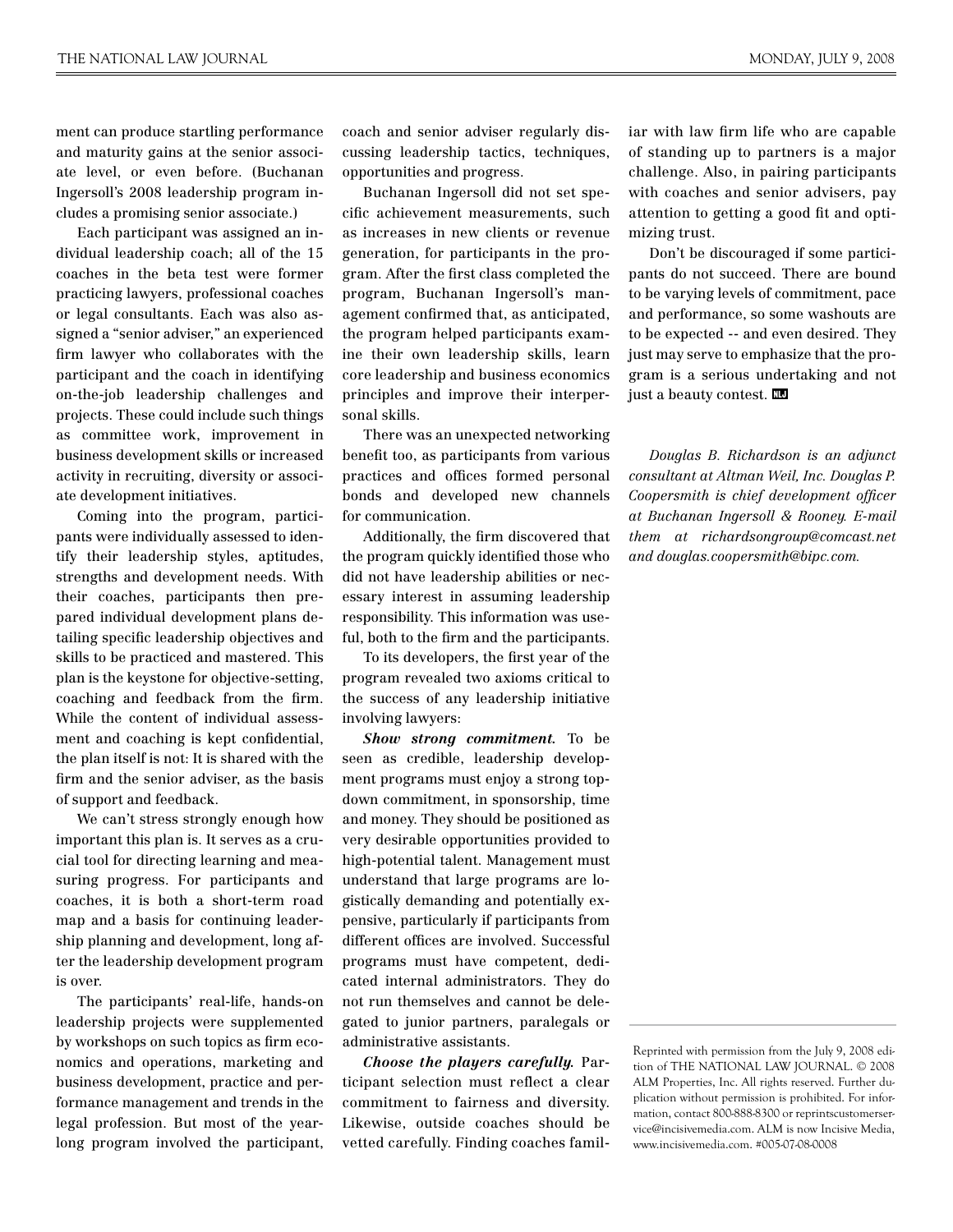ment can produce startling performance and maturity gains at the senior associate level, or even before. (Buchanan Ingersoll's 2008 leadership program includes a promising senior associate.)

Each participant was assigned an individual leadership coach; all of the 15 coaches in the beta test were former practicing lawyers, professional coaches or legal consultants. Each was also assigned a "senior adviser," an experienced firm lawyer who collaborates with the participant and the coach in identifying on-the-job leadership challenges and projects. These could include such things as committee work, improvement in business development skills or increased activity in recruiting, diversity or associate development initiatives.

Coming into the program, participants were individually assessed to identify their leadership styles, aptitudes, strengths and development needs. With their coaches, participants then prepared individual development plans detailing specific leadership objectives and skills to be practiced and mastered. This plan is the keystone for objective-setting, coaching and feedback from the firm. While the content of individual assessment and coaching is kept confidential, the plan itself is not: It is shared with the firm and the senior adviser, as the basis of support and feedback.

We can't stress strongly enough how important this plan is. It serves as a crucial tool for directing learning and measuring progress. For participants and coaches, it is both a short-term road map and a basis for continuing leadership planning and development, long after the leadership development program is over.

The participants' real-life, hands-on leadership projects were supplemented by workshops on such topics as firm economics and operations, marketing and business development, practice and performance management and trends in the legal profession. But most of the year-long program involved the participant, coach and senior adviser regularly discussing leadership tactics, techniques, opportunities and progress.

Buchanan Ingersoll did not set specific achievement measurements, such as increases in new clients or revenue generation, for participants in the program. After the first class completed the program, Buchanan Ingersoll's management confirmed that, as anticipated, the program helped participants examine their own leadership skills, learn core leadership and business economics principles and improve their interpersonal skills.

There was an unexpected networking benefit too, as participants from various practices and offices formed personal bonds and developed new channels for communication.

Additionally, the firm discovered that the program quickly identified those who did not have leadership abilities or necessary interest in assuming leadership responsibility. This information was useful, both to the firm and the participants.

To its developers, the first year of the program revealed two axioms critical to the success of any leadership initiative involving lawyers:

***Show strong commitment.*** To be seen as credible, leadership development programs must enjoy a strong top-down commitment, in sponsorship, time and money. They should be positioned as very desirable opportunities provided to high-potential talent. Management must understand that large programs are logistically demanding and potentially expensive, particularly if participants from different offices are involved. Successful programs must have competent, dedicated internal administrators. They do not run themselves and cannot be delegated to junior partners, paralegals or administrative assistants.

***Choose the players carefully.*** Participant selection must reflect a clear commitment to fairness and diversity. Likewise, outside coaches should be vetted carefully. Finding coaches familiar with law firm life who are capable of standing up to partners is a major challenge. Also, in pairing participants with coaches and senior advisers, pay attention to getting a good fit and optimizing trust.

Don't be discouraged if some participants do not succeed. There are bound to be varying levels of commitment, pace and performance, so some washouts are to be expected -- and even desired. They just may serve to emphasize that the program is a serious undertaking and not just a beauty contest. NLJ

*Douglas B. Richardson is an adjunct consultant at Altman Weil, Inc. Douglas P. Coopersmith is chief development officer at Buchanan Ingersoll & Rooney. E-mail them at richardsongroup@comcast.net and douglas.coopersmith@bipc.com.*

Reprinted with permission from the July 9, 2008 edition of THE NATIONAL LAW JOURNAL. © 2008 ALM Properties, Inc. All rights reserved. Further duplication without permission is prohibited. For information, contact 800-888-8300 or reprintscustomerservice@incisivemedia.com. ALM is now Incisive Media, www.incisivemedia.com. #005-07-08-0008